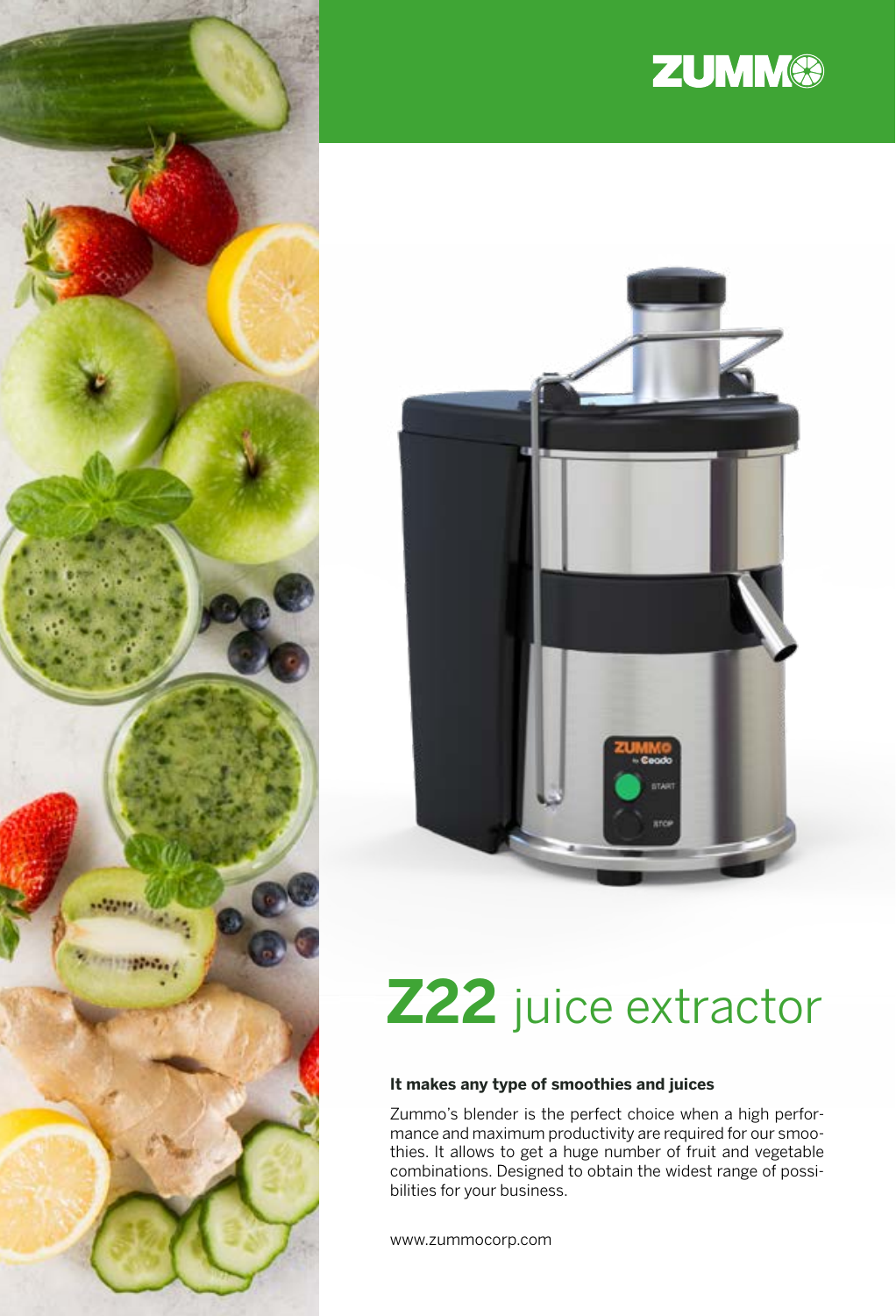# ZUMMO

# **Z22** juice extractor

**It makes any type of smoothies and juices**

Zummo's blender is the perfect choice when a high performance and maximum productivity are required for our smoothies. It allows to get a huge number of fruit and vegetable combinations. Designed to obtain the widest range of possibilities for your business.

www.zummocorp.com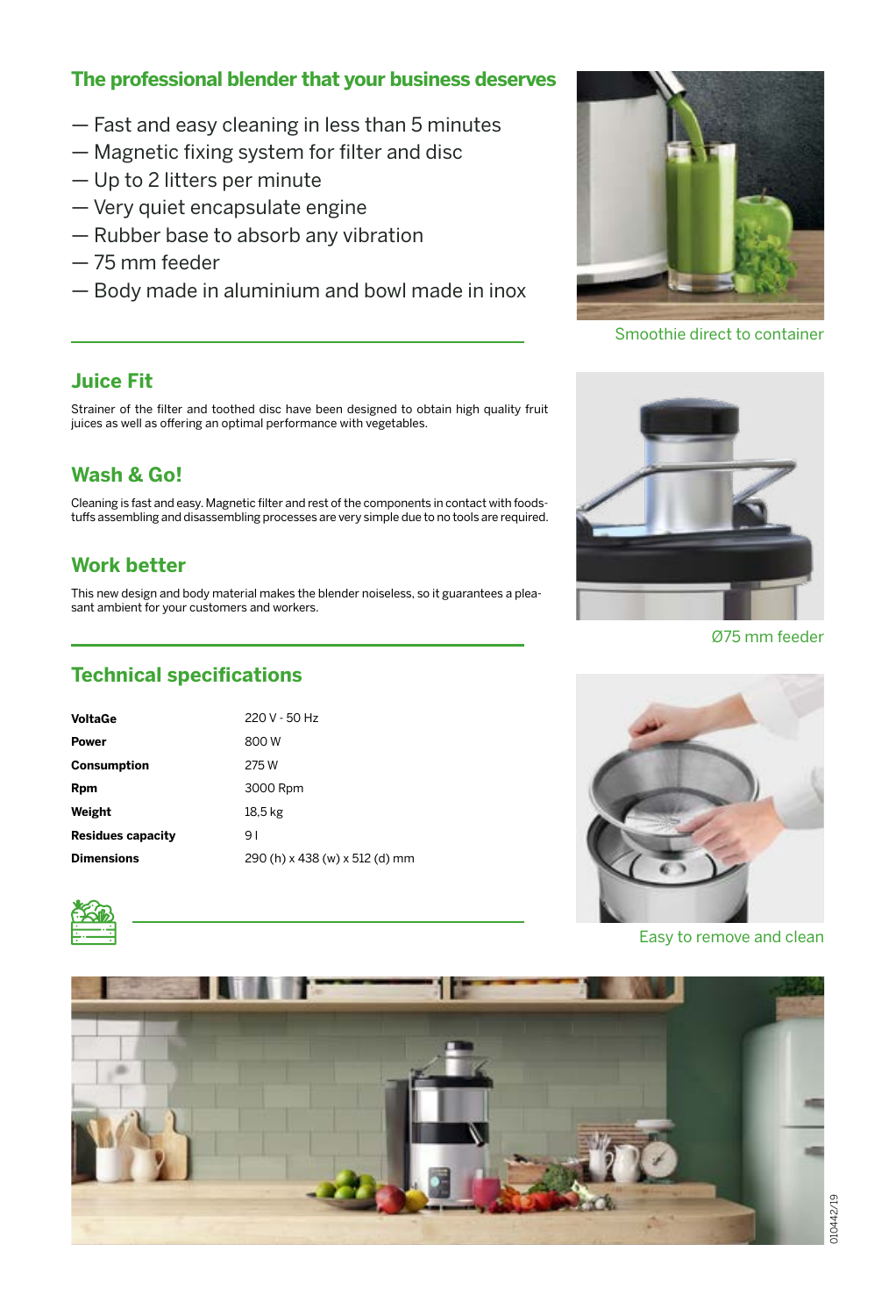## The professional blender that your business deserves

- Fast and easy cleaning in less than 5 minutes
- Magnetic fixing system for filter and disc
- Up to 2 litters per minute
- Very quiet encapsulate engine
- Rubber base to absorb any vibration
- 75 mm feeder
- Body made in aluminium and bowl made in inox

Smoothie direct to container

## Juice Fit

Strainer of the filter and toothed disc have been designed to obtain high quality fruit juices as well as offering an optimal performance with vegetables.

## Wash & Go!

Cleaning is fast and easy. Magnetic filter and rest of the components in contact with foodstuffs assembling and disassembling processes are very simple due to no tools are required.

## Work better

This new design and body material makes the blender noiseless, so it guarantees a pleasant ambient for your customers and workers.

Ø75 mm feeder

## Technical specifications

| | |
|---|---|
| **VoltaGe** | 220 V - 50 Hz |
| **Power** | 800 W |
| **Consumption** | 275 W |
| **Rpm** | 3000 Rpm |
| **Weight** | 18,5 kg |
| **Residues capacity** | 9 l |
| **Dimensions** | 290 (h) x 438 (w) x 512 (d) mm |

Easy to remove and clean

010442/19